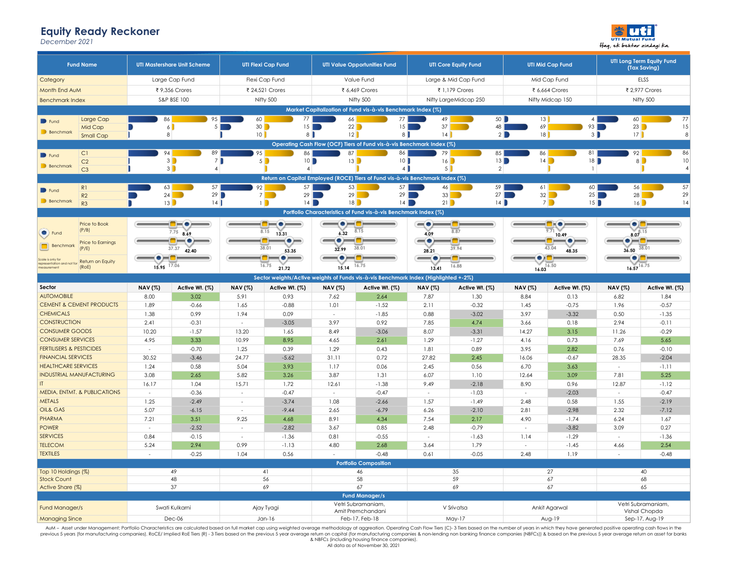# Equity Ready Reckoner

*December 2021*

| Fund Name | UTI Mastershare Unit Scheme | UTI Flexi Cap Fund | UTI Value Opportunities Fund | UTI Core Equity Fund | UTI Mid Cap Fund | UTI Long Term Equity Fund (Tax Saving) |
|---|---|---|---|---|---|---|
| Category | Large Cap Fund | Flexi Cap Fund | Value Fund | Large & Mid Cap Fund | Mid Cap Fund | ELSS |
| Month End AuM | ₹ 9,356 Crores | ₹ 24,521 Crores | ₹ 6,469 Crores | ₹ 1,179 Crores | ₹ 6,664 Crores | ₹ 2,977 Crores |
| Benchmark Index | S&P BSE 100 | Nifty 500 | Nifty 500 | Nifty LargeMidcap 250 | Nifty Midcap 150 | Nifty 500 |

## Market Capitalization of Fund vis-à-vis Benchmark Index (%)

| | UTI Mastershare (Fund) | UTI Mastershare (Benchmark) | UTI Flexi Cap (Fund) | UTI Flexi Cap (Benchmark) | UTI Value Opp. (Fund) | UTI Value Opp. (Benchmark) | UTI Core Equity (Fund) | UTI Core Equity (Benchmark) | UTI Mid Cap (Fund) | UTI Mid Cap (Benchmark) | UTI LTEF (Fund) | UTI LTEF (Benchmark) |
|---|---|---|---|---|---|---|---|---|---|---|---|---|
| Large Cap | 86 | 95 | 60 | 77 | 66 | 77 | 49 | 50 | 13 | 4 | 60 | 77 |
| Mid Cap | 6 | 5 | 30 | 15 | 22 | 15 | 37 | 48 | 69 | 93 | 23 | 15 |
| Small Cap | 8 | | 10 | 8 | 12 | 8 | 14 | 2 | 18 | 3 | 17 | 8 |

## Operating Cash Flow (OCF) Tiers of Fund vis-à-vis Benchmark Index (%)

| | UTI Mastershare (Fund) | UTI Mastershare (Benchmark) | UTI Flexi Cap (Fund) | UTI Flexi Cap (Benchmark) | UTI Value Opp. (Fund) | UTI Value Opp. (Benchmark) | UTI Core Equity (Fund) | UTI Core Equity (Benchmark) | UTI Mid Cap (Fund) | UTI Mid Cap (Benchmark) | UTI LTEF (Fund) | UTI LTEF (Benchmark) |
|---|---|---|---|---|---|---|---|---|---|---|---|---|
| C1 | 94 | 89 | 95 | 86 | 87 | 86 | 79 | 85 | 86 | 81 | 92 | 86 |
| C2 | 3 | 7 | 5 | 10 | 13 | 10 | 16 | 13 | 14 | 18 | 8 | 10 |
| C3 | 3 | 4 | | 4 | | 4 | 5 | 2 | | 1 | | 4 |

## Return on Capital Employed (ROCE) Tiers of Fund vis-à-vis Benchmark Index (%)

| | UTI Mastershare (Fund) | UTI Mastershare (Benchmark) | UTI Flexi Cap (Fund) | UTI Flexi Cap (Benchmark) | UTI Value Opp. (Fund) | UTI Value Opp. (Benchmark) | UTI Core Equity (Fund) | UTI Core Equity (Benchmark) | UTI Mid Cap (Fund) | UTI Mid Cap (Benchmark) | UTI LTEF (Fund) | UTI LTEF (Benchmark) |
|---|---|---|---|---|---|---|---|---|---|---|---|---|
| R1 | 63 | 57 | 92 | 57 | 53 | 57 | 46 | 59 | 61 | 60 | 56 | 57 |
| R2 | 24 | 29 | 7 | 29 | 29 | 29 | 33 | 27 | 32 | 25 | 28 | 29 |
| R3 | 13 | 14 | 1 | 14 | 18 | 14 | 21 | 14 | 7 | 15 | 16 | 14 |

## Portfolio Characteristics of Fund vis-à-vis Benchmark Index (%)

| | UTI Mastershare (Fund) | UTI Mastershare (Benchmark) | UTI Flexi Cap (Fund) | UTI Flexi Cap (Benchmark) | UTI Value Opp. (Fund) | UTI Value Opp. (Benchmark) | UTI Core Equity (Fund) | UTI Core Equity (Benchmark) | UTI Mid Cap (Fund) | UTI Mid Cap (Benchmark) | UTI LTEF (Fund) | UTI LTEF (Benchmark) |
|---|---|---|---|---|---|---|---|---|---|---|---|---|
| Price to Book (P/B) | 8.69 | 7.75 | 13.31 | 8.15 | 6.32 | 8.15 | 4.09 | 8.87 | 10.49 | 9.71 | 8.07 | 8.15 |
| Price to Earnings (P/E) | 42.40 | 37.37 | 53.35 | 38.01 | 32.99 | 38.01 | 28.21 | 39.94 | 48.35 | 43.04 | 36.50 | 38.01 |
| Return on Equity (RoE) | 15.95 | 17.06 | 21.72 | 16.75 | 15.14 | 16.75 | 13.41 | 16.88 | 16.03 | 16.50 | 16.57 | 16.75 |

Scale is only for representation and not for measurement

## Sector weights/Active weights of Funds vis-à-vis Benchmark Index (Highlighted +-2%)

| Sector | UTI Mastershare NAV (%) | UTI Mastershare Active Wt. (%) | UTI Flexi Cap NAV (%) | UTI Flexi Cap Active Wt. (%) | UTI Value Opp. NAV (%) | UTI Value Opp. Active Wt. (%) | UTI Core Equity NAV (%) | UTI Core Equity Active Wt. (%) | UTI Mid Cap NAV (%) | UTI Mid Cap Active Wt. (%) | UTI LTEF NAV (%) | UTI LTEF Active Wt. (%) |
|---|---|---|---|---|---|---|---|---|---|---|---|---|
| AUTOMOBILE | 8.00 | 3.02 | 5.91 | 0.93 | 7.62 | 2.64 | 7.87 | 1.30 | 8.84 | 0.13 | 6.82 | 1.84 |
| CEMENT & CEMENT PRODUCTS | 1.89 | -0.66 | 1.65 | -0.88 | 1.01 | -1.52 | 2.11 | -0.32 | 1.45 | -0.75 | 1.96 | -0.57 |
| CHEMICALS | 1.38 | 0.99 | 1.94 | 0.09 | - | -1.85 | 0.88 | -3.02 | 3.97 | -3.32 | 0.50 | -1.35 |
| CONSTRUCTION | 2.41 | -0.31 | - | -3.05 | 3.97 | 0.92 | 7.85 | 4.74 | 3.66 | 0.18 | 2.94 | -0.11 |
| CONSUMER GOODS | 10.20 | -1.57 | 13.20 | 1.65 | 8.49 | -3.06 | 8.07 | -3.31 | 14.27 | 3.15 | 11.26 | -0.29 |
| CONSUMER SERVICES | 4.95 | 3.33 | 10.99 | 8.95 | 4.65 | 2.61 | 1.29 | -1.27 | 4.16 | 0.73 | 7.69 | 5.65 |
| FERTILISERS & PESTICIDES | - | -0.70 | 1.25 | 0.39 | 1.29 | 0.43 | 1.81 | 0.89 | 3.95 | 2.82 | 0.76 | -0.10 |
| FINANCIAL SERVICES | 30.52 | -3.46 | 24.77 | -5.62 | 31.11 | 0.72 | 27.82 | 2.45 | 16.06 | -0.67 | 28.35 | -2.04 |
| HEALTHCARE SERVICES | 1.24 | 0.58 | 5.04 | 3.93 | 1.17 | 0.06 | 2.45 | 0.56 | 6.70 | 3.63 | - | -1.11 |
| INDUSTRIAL MANUFACTURING | 3.08 | 2.65 | 5.82 | 3.26 | 3.87 | 1.31 | 6.07 | 1.10 | 12.64 | 3.09 | 7.81 | 5.25 |
| IT | 16.17 | 1.04 | 15.71 | 1.72 | 12.61 | -1.38 | 9.49 | -2.18 | 8.90 | 0.96 | 12.87 | -1.12 |
| MEDIA, ENTMT. & PUBLICATIONS | - | -0.36 | - | -0.47 | - | -0.47 | - | -1.03 | - | -2.03 | - | -0.47 |
| METALS | 1.25 | -2.49 | - | -3.74 | 1.08 | -2.66 | 1.57 | -1.49 | 2.48 | 0.58 | 1.55 | -2.19 |
| OIL& GAS | 5.07 | -6.15 | - | -9.44 | 2.65 | -6.79 | 6.26 | -2.10 | 2.81 | -2.98 | 2.32 | -7.12 |
| PHARMA | 7.21 | 3.51 | 9.25 | 4.68 | 8.91 | 4.34 | 7.54 | 2.17 | 4.90 | -1.74 | 6.24 | 1.67 |
| POWER | - | -2.52 | - | -2.82 | 3.67 | 0.85 | 2.48 | -0.79 | - | -3.82 | 3.09 | 0.27 |
| SERVICES | 0.84 | -0.15 | - | -1.36 | 0.81 | -0.55 | - | -1.63 | 1.14 | -1.29 | - | -1.36 |
| TELECOM | 5.24 | 2.94 | 0.99 | -1.13 | 4.80 | 2.68 | 3.64 | 1.79 | - | -1.45 | 4.66 | 2.54 |
| TEXTILES | - | -0.25 | 1.04 | 0.56 | - | -0.48 | 0.61 | -0.05 | 2.48 | 1.19 | - | -0.48 |

## Portfolio Composition

| | UTI Mastershare Unit Scheme | UTI Flexi Cap Fund | UTI Value Opportunities Fund | UTI Core Equity Fund | UTI Mid Cap Fund | UTI Long Term Equity Fund (Tax Saving) |
|---|---|---|---|---|---|---|
| Top 10 Holdings (%) | 49 | 41 | 46 | 35 | 27 | 40 |
| Stock Count | 48 | 56 | 58 | 59 | 67 | 68 |
| Active Share (%) | 37 | 69 | 67 | 69 | 67 | 65 |

## Fund Manager/s

| | UTI Mastershare Unit Scheme | UTI Flexi Cap Fund | UTI Value Opportunities Fund | UTI Core Equity Fund | UTI Mid Cap Fund | UTI Long Term Equity Fund (Tax Saving) |
|---|---|---|---|---|---|---|
| Fund Manager/s | Swati Kulkarni | Ajay Tyagi | Vetri Subramaniam, Amit Premchandani | V Srivatsa | Ankit Agarwal | Vetri Subramaniam, Vishal Chopda |
| Managing Since | Dec-06 | Jan-16 | Feb-17, Feb-18 | May-17 | Aug-19 | Sep-17, Aug-19 |

AuM – Asset under Management; Portfolio Characteristics are calculated based on full market cap using weighted average methodology at aggregation. Operating Cash Flow Tiers (C)- 3 Tiers based on the number of years in which they have generated positive operating cash flows in the previous 5 years (for manufacturing companies). RoCE/ Implied RoE Tiers (R) - 3 Tiers based on the previous 5 year average return on capital (for manufacturing companies & non-lending non banking finance companies (NBFCs)) & based on the previous 5 year average return on asset for banks & NBFCs (including housing finance companies).

All data as of November 30, 2021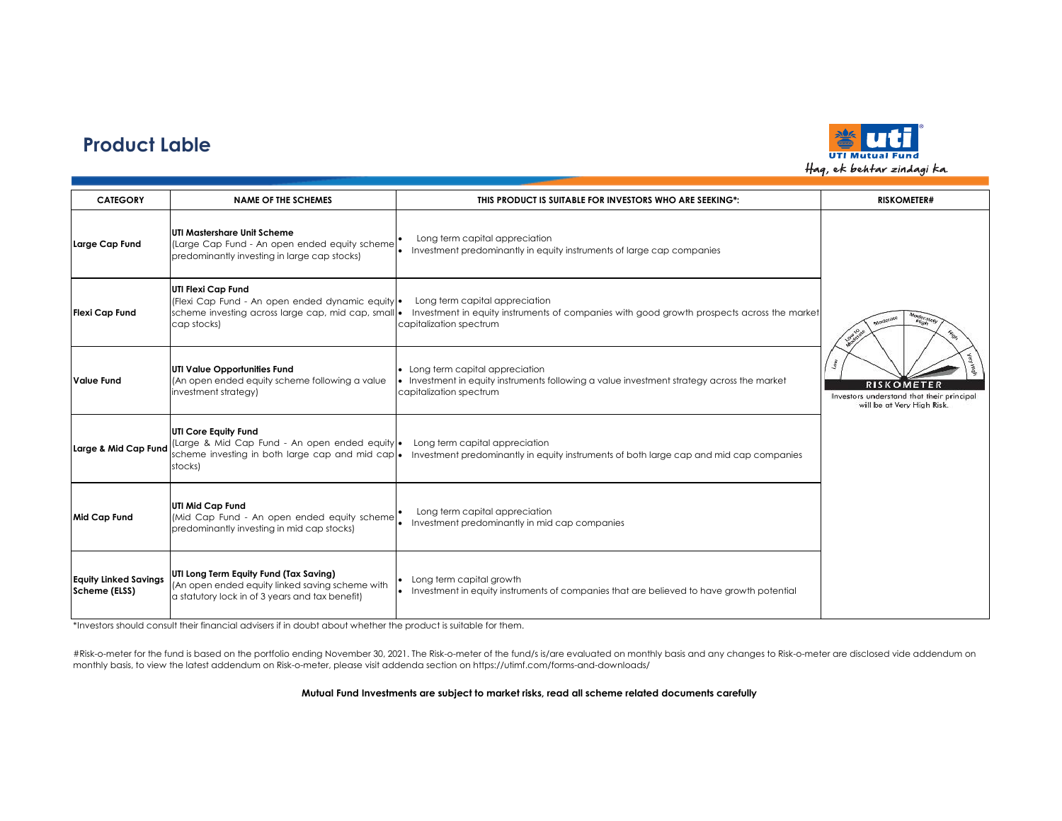## Product Lable

| CATEGORY | NAME OF THE SCHEMES | THIS PRODUCT IS SUITABLE FOR INVESTORS WHO ARE SEEKING*: | RISKOMETER# |
|---|---|---|---|
| Large Cap Fund | **UTI Mastershare Unit Scheme** (Large Cap Fund - An open ended equity scheme predominantly investing in large cap stocks) | • Long term capital appreciation<br>• Investment predominantly in equity instruments of large cap companies | RISKOMETER<br>Investors understand that their principal will be at Very High Risk. |
| Flexi Cap Fund | **UTI Flexi Cap Fund** (Flexi Cap Fund - An open ended dynamic equity scheme investing across large cap, mid cap, small cap stocks) | • Long term capital appreciation<br>• Investment in equity instruments of companies with good growth prospects across the market capitalization spectrum | |
| Value Fund | **UTI Value Opportunities Fund** (An open ended equity scheme following a value investment strategy) | • Long term capital appreciation<br>• Investment in equity instruments following a value investment strategy across the market capitalization spectrum | |
| Large & Mid Cap Fund | **UTI Core Equity Fund** (Large & Mid Cap Fund - An open ended equity scheme investing in both large cap and mid cap stocks) | • Long term capital appreciation<br>• Investment predominantly in equity instruments of both large cap and mid cap companies | |
| Mid Cap Fund | **UTI Mid Cap Fund** (Mid Cap Fund - An open ended equity scheme predominantly investing in mid cap stocks) | • Long term capital appreciation<br>• Investment predominantly in mid cap companies | |
| Equity Linked Savings Scheme (ELSS) | **UTI Long Term Equity Fund (Tax Saving)** (An open ended equity linked saving scheme with a statutory lock in of 3 years and tax benefit) | • Long term capital growth<br>• Investment in equity instruments of companies that are believed to have growth potential | |

*Investors should consult their financial advisers if in doubt about whether the product is suitable for them.

#Risk-o-meter for the fund is based on the portfolio ending November 30, 2021. The Risk-o-meter of the fund/s is/are evaluated on monthly basis and any changes to Risk-o-meter are disclosed vide addendum on monthly basis, to view the latest addendum on Risk-o-meter, please visit addenda section on https://utimf.com/forms-and-downloads/

**Mutual Fund Investments are subject to market risks, read all scheme related documents carefully**